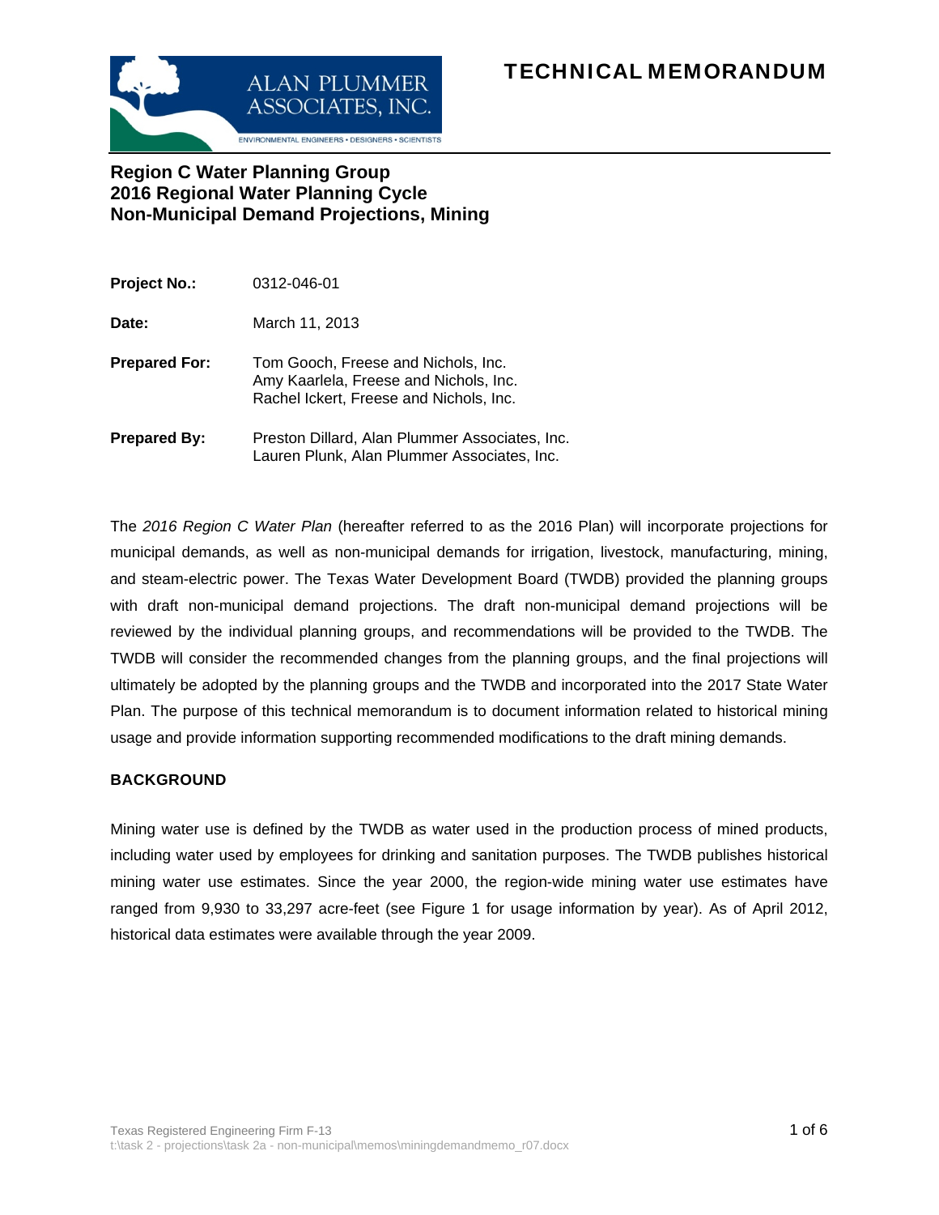# TECHNICAL MEMORANDUM

ALAN PLUMMER ASSOCIATES, INC.
ENVIRONMENTAL ENGINEERS • DESIGNERS • SCIENTISTS

## Region C Water Planning Group
## 2016 Regional Water Planning Cycle
## Non-Municipal Demand Projections, Mining

| | |
|---|---|
| **Project No.:** | 0312-046-01 |
| **Date:** | March 11, 2013 |
| **Prepared For:** | Tom Gooch, Freese and Nichols, Inc.<br>Amy Kaarlela, Freese and Nichols, Inc.<br>Rachel Ickert, Freese and Nichols, Inc. |
| **Prepared By:** | Preston Dillard, Alan Plummer Associates, Inc.<br>Lauren Plunk, Alan Plummer Associates, Inc. |

The *2016 Region C Water Plan* (hereafter referred to as the 2016 Plan) will incorporate projections for municipal demands, as well as non-municipal demands for irrigation, livestock, manufacturing, mining, and steam-electric power. The Texas Water Development Board (TWDB) provided the planning groups with draft non-municipal demand projections. The draft non-municipal demand projections will be reviewed by the individual planning groups, and recommendations will be provided to the TWDB. The TWDB will consider the recommended changes from the planning groups, and the final projections will ultimately be adopted by the planning groups and the TWDB and incorporated into the 2017 State Water Plan. The purpose of this technical memorandum is to document information related to historical mining usage and provide information supporting recommended modifications to the draft mining demands.

### BACKGROUND

Mining water use is defined by the TWDB as water used in the production process of mined products, including water used by employees for drinking and sanitation purposes. The TWDB publishes historical mining water use estimates. Since the year 2000, the region-wide mining water use estimates have ranged from 9,930 to 33,297 acre-feet (see Figure 1 for usage information by year). As of April 2012, historical data estimates were available through the year 2009.

Texas Registered Engineering Firm F-13
t:\task 2 - projections\task 2a - non-municipal\memos\miningdemandmemo_r07.docx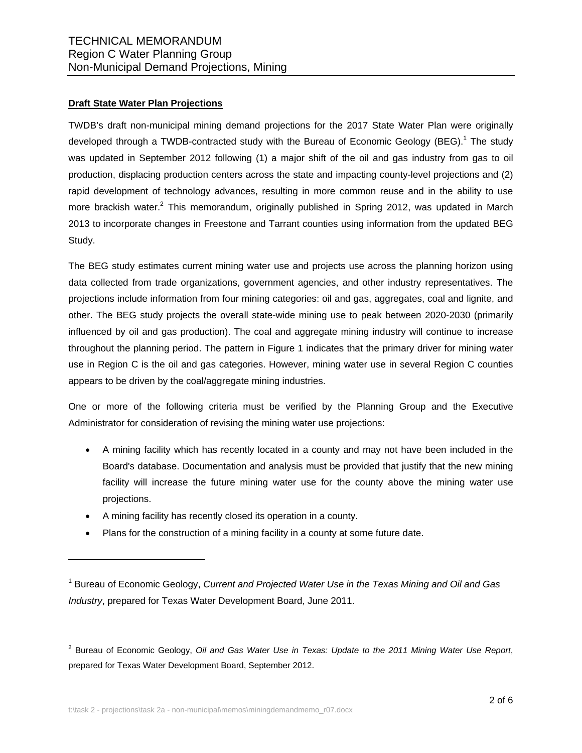### Draft State Water Plan Projections

TWDB's draft non-municipal mining demand projections for the 2017 State Water Plan were originally developed through a TWDB-contracted study with the Bureau of Economic Geology (BEG).[1] The study was updated in September 2012 following (1) a major shift of the oil and gas industry from gas to oil production, displacing production centers across the state and impacting county-level projections and (2) rapid development of technology advances, resulting in more common reuse and in the ability to use more brackish water.[2] This memorandum, originally published in Spring 2012, was updated in March 2013 to incorporate changes in Freestone and Tarrant counties using information from the updated BEG Study.

The BEG study estimates current mining water use and projects use across the planning horizon using data collected from trade organizations, government agencies, and other industry representatives. The projections include information from four mining categories: oil and gas, aggregates, coal and lignite, and other. The BEG study projects the overall state-wide mining use to peak between 2020-2030 (primarily influenced by oil and gas production). The coal and aggregate mining industry will continue to increase throughout the planning period. The pattern in Figure 1 indicates that the primary driver for mining water use in Region C is the oil and gas categories. However, mining water use in several Region C counties appears to be driven by the coal/aggregate mining industries.

One or more of the following criteria must be verified by the Planning Group and the Executive Administrator for consideration of revising the mining water use projections:

- A mining facility which has recently located in a county and may not have been included in the Board's database. Documentation and analysis must be provided that justify that the new mining facility will increase the future mining water use for the county above the mining water use projections.
- A mining facility has recently closed its operation in a county.
- Plans for the construction of a mining facility in a county at some future date.

---

[1] Bureau of Economic Geology, *Current and Projected Water Use in the Texas Mining and Oil and Gas Industry*, prepared for Texas Water Development Board, June 2011.

[2] Bureau of Economic Geology, *Oil and Gas Water Use in Texas: Update to the 2011 Mining Water Use Report*, prepared for Texas Water Development Board, September 2012.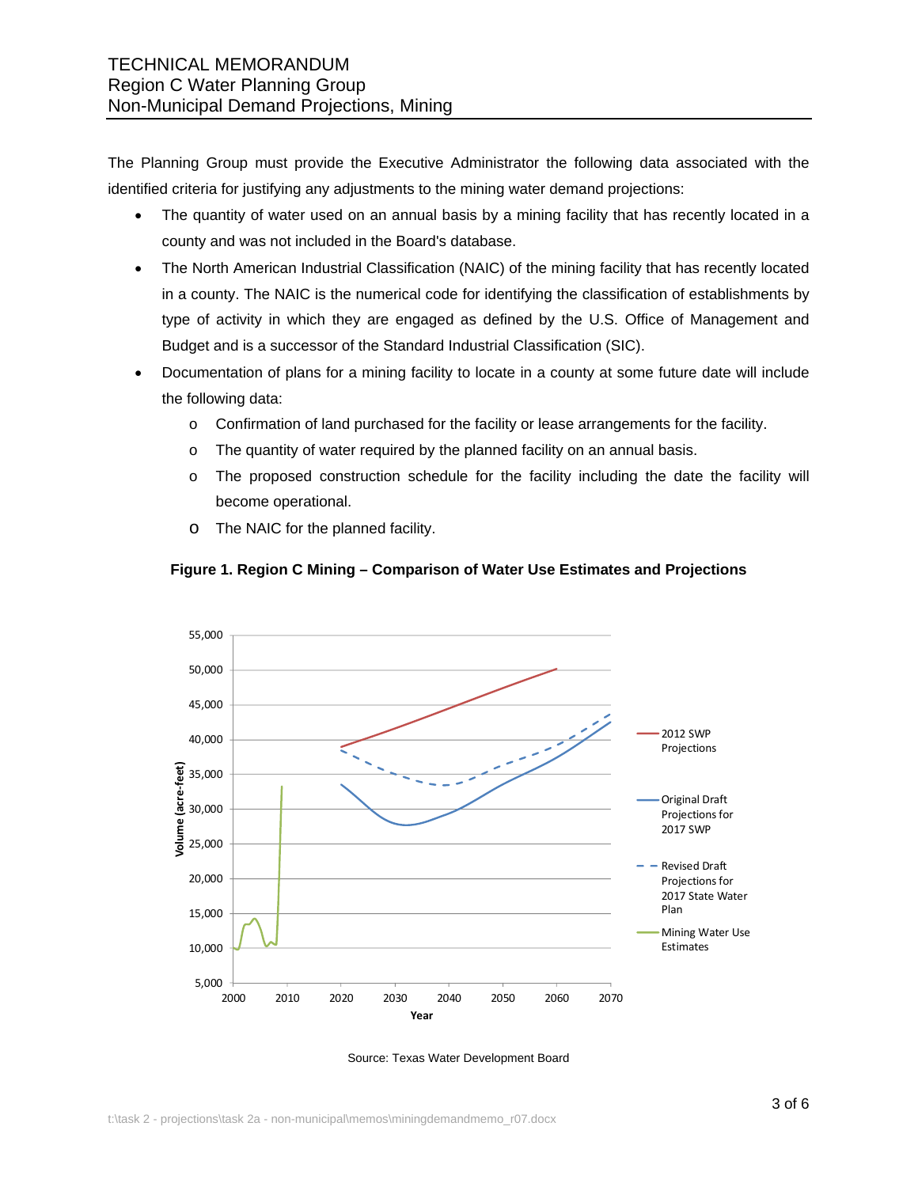The Planning Group must provide the Executive Administrator the following data associated with the identified criteria for justifying any adjustments to the mining water demand projections:

- The quantity of water used on an annual basis by a mining facility that has recently located in a county and was not included in the Board's database.
- The North American Industrial Classification (NAIC) of the mining facility that has recently located in a county. The NAIC is the numerical code for identifying the classification of establishments by type of activity in which they are engaged as defined by the U.S. Office of Management and Budget and is a successor of the Standard Industrial Classification (SIC).
- Documentation of plans for a mining facility to locate in a county at some future date will include the following data:
  - Confirmation of land purchased for the facility or lease arrangements for the facility.
  - The quantity of water required by the planned facility on an annual basis.
  - The proposed construction schedule for the facility including the date the facility will become operational.
  - The NAIC for the planned facility.

**Figure 1. Region C Mining – Comparison of Water Use Estimates and Projections**

Source: Texas Water Development Board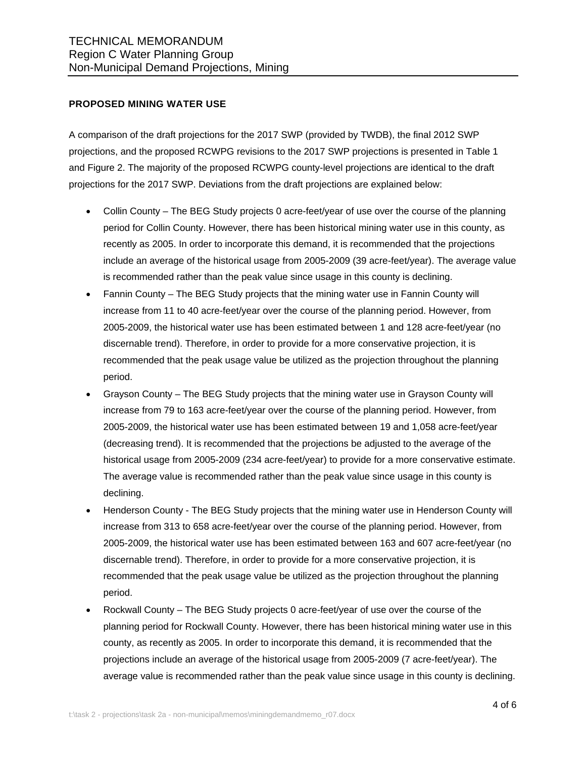## PROPOSED MINING WATER USE

A comparison of the draft projections for the 2017 SWP (provided by TWDB), the final 2012 SWP projections, and the proposed RCWPG revisions to the 2017 SWP projections is presented in Table 1 and Figure 2. The majority of the proposed RCWPG county-level projections are identical to the draft projections for the 2017 SWP. Deviations from the draft projections are explained below:

- Collin County – The BEG Study projects 0 acre-feet/year of use over the course of the planning period for Collin County. However, there has been historical mining water use in this county, as recently as 2005. In order to incorporate this demand, it is recommended that the projections include an average of the historical usage from 2005-2009 (39 acre-feet/year). The average value is recommended rather than the peak value since usage in this county is declining.
- Fannin County – The BEG Study projects that the mining water use in Fannin County will increase from 11 to 40 acre-feet/year over the course of the planning period. However, from 2005-2009, the historical water use has been estimated between 1 and 128 acre-feet/year (no discernable trend). Therefore, in order to provide for a more conservative projection, it is recommended that the peak usage value be utilized as the projection throughout the planning period.
- Grayson County – The BEG Study projects that the mining water use in Grayson County will increase from 79 to 163 acre-feet/year over the course of the planning period. However, from 2005-2009, the historical water use has been estimated between 19 and 1,058 acre-feet/year (decreasing trend). It is recommended that the projections be adjusted to the average of the historical usage from 2005-2009 (234 acre-feet/year) to provide for a more conservative estimate. The average value is recommended rather than the peak value since usage in this county is declining.
- Henderson County - The BEG Study projects that the mining water use in Henderson County will increase from 313 to 658 acre-feet/year over the course of the planning period. However, from 2005-2009, the historical water use has been estimated between 163 and 607 acre-feet/year (no discernable trend). Therefore, in order to provide for a more conservative projection, it is recommended that the peak usage value be utilized as the projection throughout the planning period.
- Rockwall County – The BEG Study projects 0 acre-feet/year of use over the course of the planning period for Rockwall County. However, there has been historical mining water use in this county, as recently as 2005. In order to incorporate this demand, it is recommended that the projections include an average of the historical usage from 2005-2009 (7 acre-feet/year). The average value is recommended rather than the peak value since usage in this county is declining.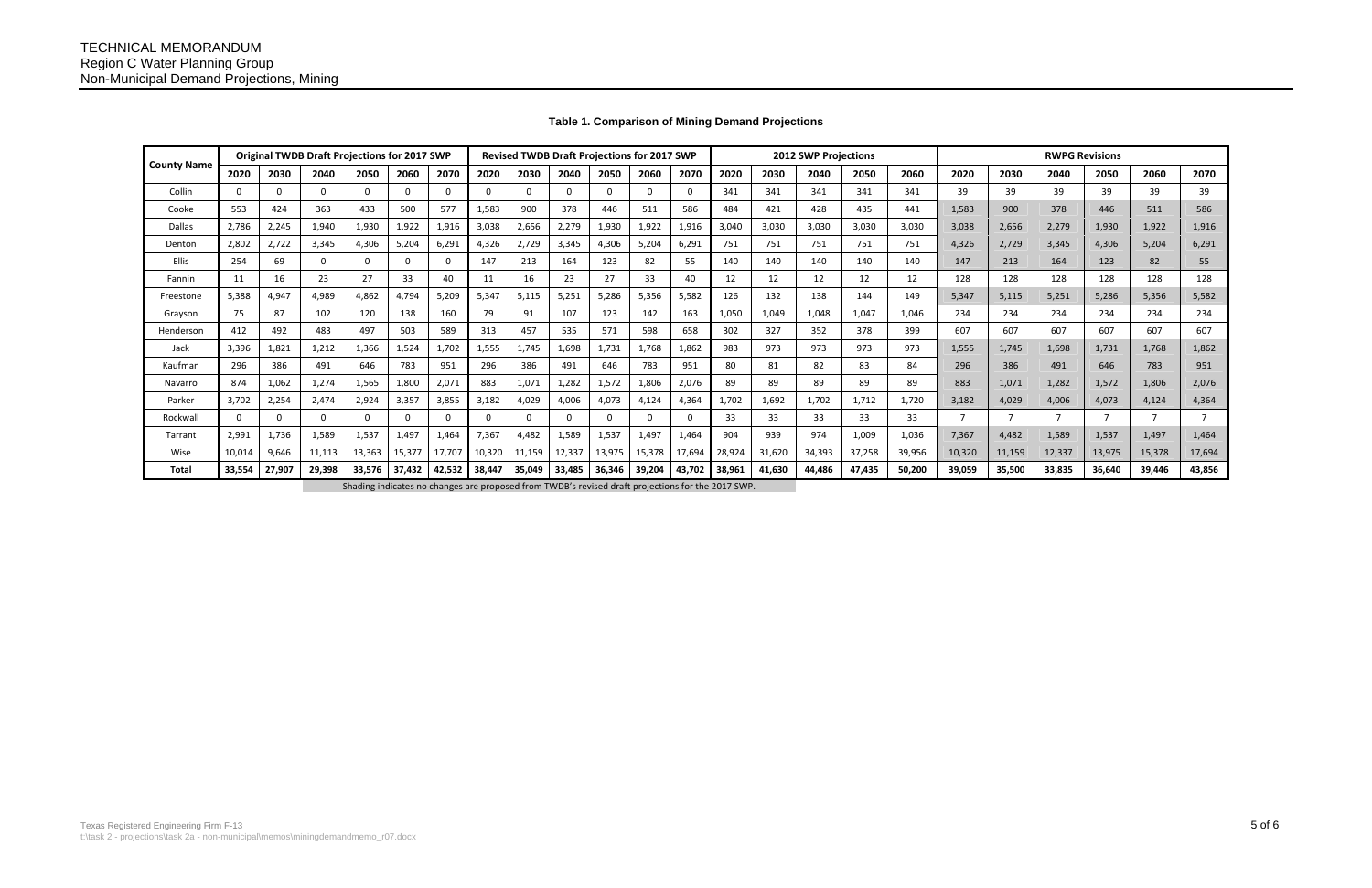TECHNICAL MEMORANDUM
Region C Water Planning Group
Non-Municipal Demand Projections, Mining

**Table 1. Comparison of Mining Demand Projections**

| County Name | Original TWDB Draft Projections for 2017 SWP | | | | | | Revised TWDB Draft Projections for 2017 SWP | | | | | | 2012 SWP Projections | | | | | RWPG Revisions | | | | | |
|---|---|---|---|---|---|---|---|---|---|---|---|---|---|---|---|---|---|---|---|---|---|---|---|
| | 2020 | 2030 | 2040 | 2050 | 2060 | 2070 | 2020 | 2030 | 2040 | 2050 | 2060 | 2070 | 2020 | 2030 | 2040 | 2050 | 2060 | 2020 | 2030 | 2040 | 2050 | 2060 | 2070 |
| Collin | 0 | 0 | 0 | 0 | 0 | 0 | 0 | 0 | 0 | 0 | 0 | 0 | 341 | 341 | 341 | 341 | 341 | 39 | 39 | 39 | 39 | 39 | 39 |
| Cooke | 553 | 424 | 363 | 433 | 500 | 577 | 1,583 | 900 | 378 | 446 | 511 | 586 | 484 | 421 | 428 | 435 | 441 | 1,583 | 900 | 378 | 446 | 511 | 586 |
| Dallas | 2,786 | 2,245 | 1,940 | 1,930 | 1,922 | 1,916 | 3,038 | 2,656 | 2,279 | 1,930 | 1,922 | 1,916 | 3,040 | 3,030 | 3,030 | 3,030 | 3,030 | 3,038 | 2,656 | 2,279 | 1,930 | 1,922 | 1,916 |
| Denton | 2,802 | 2,722 | 3,345 | 4,306 | 5,204 | 6,291 | 4,326 | 2,729 | 3,345 | 4,306 | 5,204 | 6,291 | 751 | 751 | 751 | 751 | 751 | 4,326 | 2,729 | 3,345 | 4,306 | 5,204 | 6,291 |
| Ellis | 254 | 69 | 0 | 0 | 0 | 0 | 147 | 213 | 164 | 123 | 82 | 55 | 140 | 140 | 140 | 140 | 140 | 147 | 213 | 164 | 123 | 82 | 55 |
| Fannin | 11 | 16 | 23 | 27 | 33 | 40 | 11 | 16 | 23 | 27 | 33 | 40 | 12 | 12 | 12 | 12 | 12 | 128 | 128 | 128 | 128 | 128 | 128 |
| Freestone | 5,388 | 4,947 | 4,989 | 4,862 | 4,794 | 5,209 | 5,347 | 5,115 | 5,251 | 5,286 | 5,356 | 5,582 | 126 | 132 | 138 | 144 | 149 | 5,347 | 5,115 | 5,251 | 5,286 | 5,356 | 5,582 |
| Grayson | 75 | 87 | 102 | 120 | 138 | 160 | 79 | 91 | 107 | 123 | 142 | 163 | 1,050 | 1,049 | 1,048 | 1,047 | 1,046 | 234 | 234 | 234 | 234 | 234 | 234 |
| Henderson | 412 | 492 | 483 | 497 | 503 | 589 | 313 | 457 | 535 | 571 | 598 | 658 | 302 | 327 | 352 | 378 | 399 | 607 | 607 | 607 | 607 | 607 | 607 |
| Jack | 3,396 | 1,821 | 1,212 | 1,366 | 1,524 | 1,702 | 1,555 | 1,745 | 1,698 | 1,731 | 1,768 | 1,862 | 983 | 973 | 973 | 973 | 973 | 1,555 | 1,745 | 1,698 | 1,731 | 1,768 | 1,862 |
| Kaufman | 296 | 386 | 491 | 646 | 783 | 951 | 296 | 386 | 491 | 646 | 783 | 951 | 80 | 81 | 82 | 83 | 84 | 296 | 386 | 491 | 646 | 783 | 951 |
| Navarro | 874 | 1,062 | 1,274 | 1,565 | 1,800 | 2,071 | 883 | 1,071 | 1,282 | 1,572 | 1,806 | 2,076 | 89 | 89 | 89 | 89 | 89 | 883 | 1,071 | 1,282 | 1,572 | 1,806 | 2,076 |
| Parker | 3,702 | 2,254 | 2,474 | 2,924 | 3,357 | 3,855 | 3,182 | 4,029 | 4,006 | 4,073 | 4,124 | 4,364 | 1,702 | 1,692 | 1,702 | 1,712 | 1,720 | 3,182 | 4,029 | 4,006 | 4,073 | 4,124 | 4,364 |
| Rockwall | 0 | 0 | 0 | 0 | 0 | 0 | 0 | 0 | 0 | 0 | 0 | 0 | 33 | 33 | 33 | 33 | 33 | 7 | 7 | 7 | 7 | 7 | 7 |
| Tarrant | 2,991 | 1,736 | 1,589 | 1,537 | 1,497 | 1,464 | 7,367 | 4,482 | 1,589 | 1,537 | 1,497 | 1,464 | 904 | 939 | 974 | 1,009 | 1,036 | 7,367 | 4,482 | 1,589 | 1,537 | 1,497 | 1,464 |
| Wise | 10,014 | 9,646 | 11,113 | 13,363 | 15,377 | 17,707 | 10,320 | 11,159 | 12,337 | 13,975 | 15,378 | 17,694 | 28,924 | 31,620 | 34,393 | 37,258 | 39,956 | 10,320 | 11,159 | 12,337 | 13,975 | 15,378 | 17,694 |
| **Total** | **33,554** | **27,907** | **29,398** | **33,576** | **37,432** | **42,532** | **38,447** | **35,049** | **33,485** | **36,346** | **39,204** | **43,702** | **38,961** | **41,630** | **44,486** | **47,435** | **50,200** | **39,059** | **35,500** | **33,835** | **36,640** | **39,446** | **43,856** |

Shading indicates no changes are proposed from TWDB's revised draft projections for the 2017 SWP.

Texas Registered Engineering Firm F-13
t:\task 2 - projections\task 2a - non-municipal\memos\miningdemandmemo_r07.docx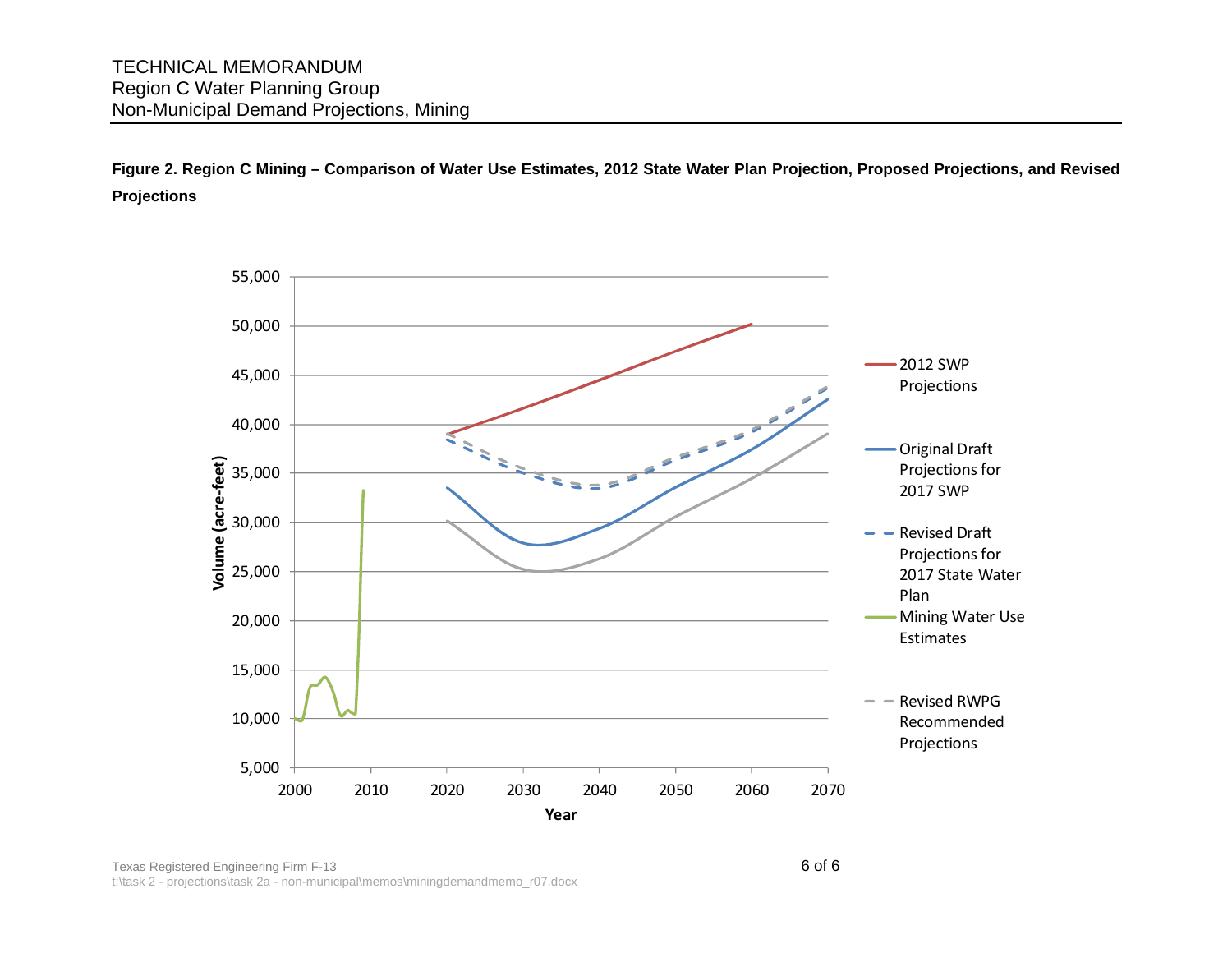**Figure 2. Region C Mining – Comparison of Water Use Estimates, 2012 State Water Plan Projection, Proposed Projections, and Revised Projections**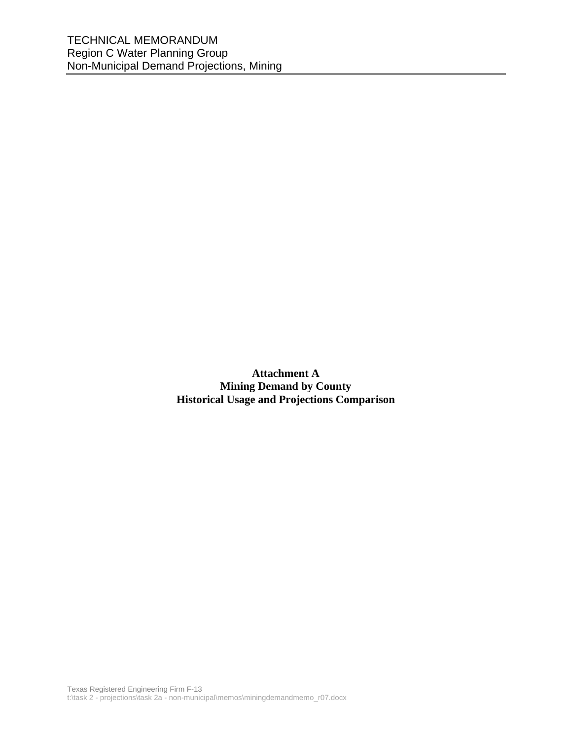**Attachment A**
**Mining Demand by County**
**Historical Usage and Projections Comparison**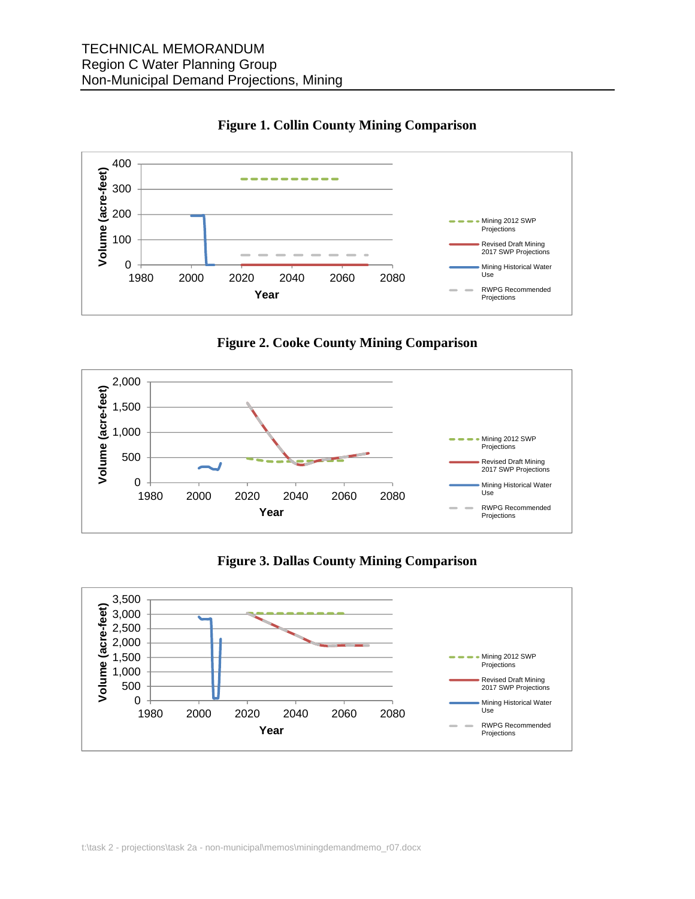**Figure 1. Collin County Mining Comparison**

**Figure 2. Cooke County Mining Comparison**

**Figure 3. Dallas County Mining Comparison**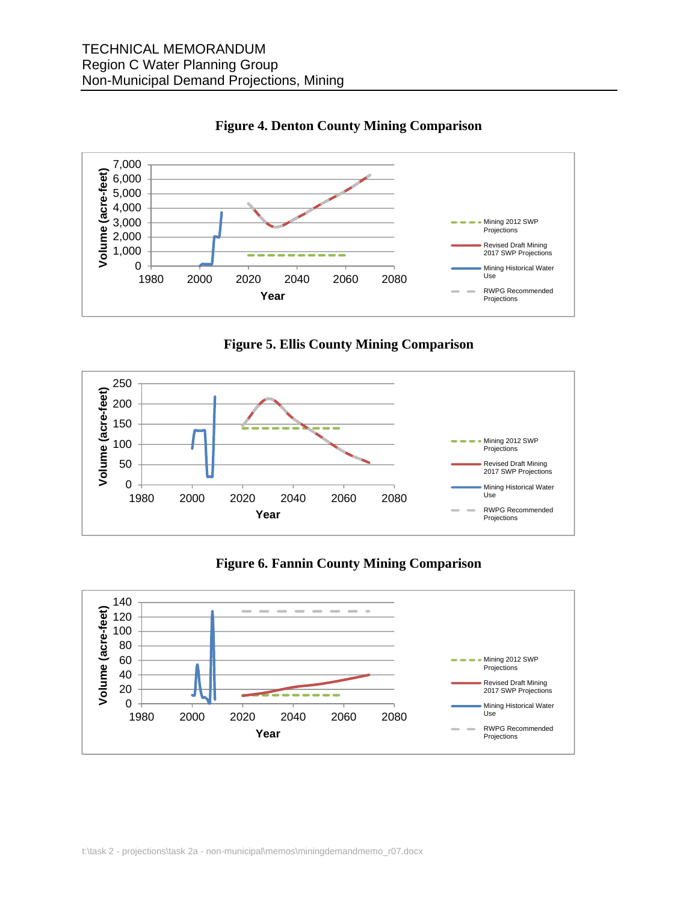**Figure 4. Denton County Mining Comparison**

**Figure 5. Ellis County Mining Comparison**

**Figure 6. Fannin County Mining Comparison**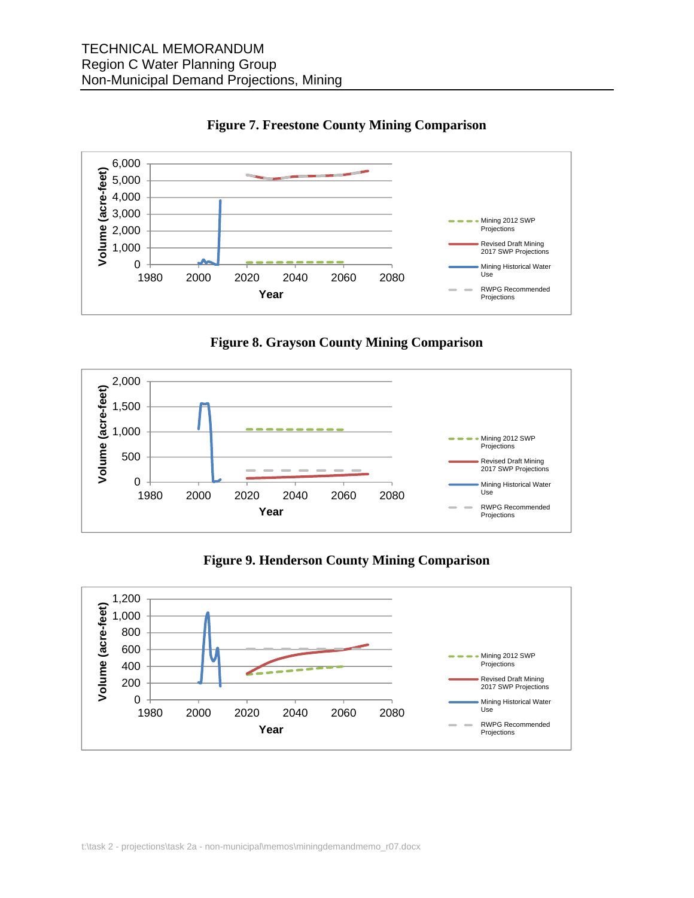**Figure 7. Freestone County Mining Comparison**

**Figure 8. Grayson County Mining Comparison**

**Figure 9. Henderson County Mining Comparison**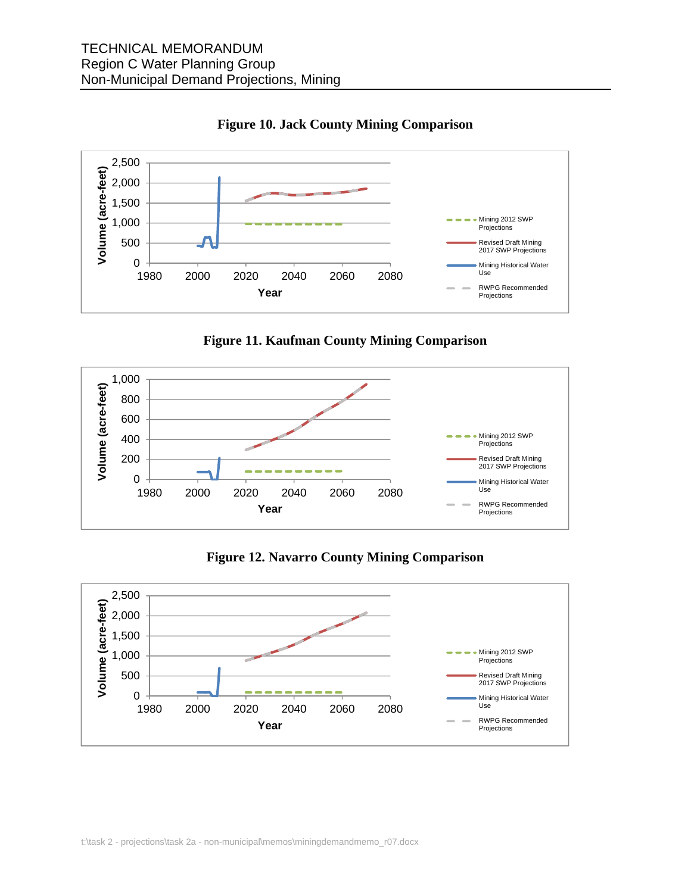**Figure 10. Jack County Mining Comparison**

**Figure 11. Kaufman County Mining Comparison**

**Figure 12. Navarro County Mining Comparison**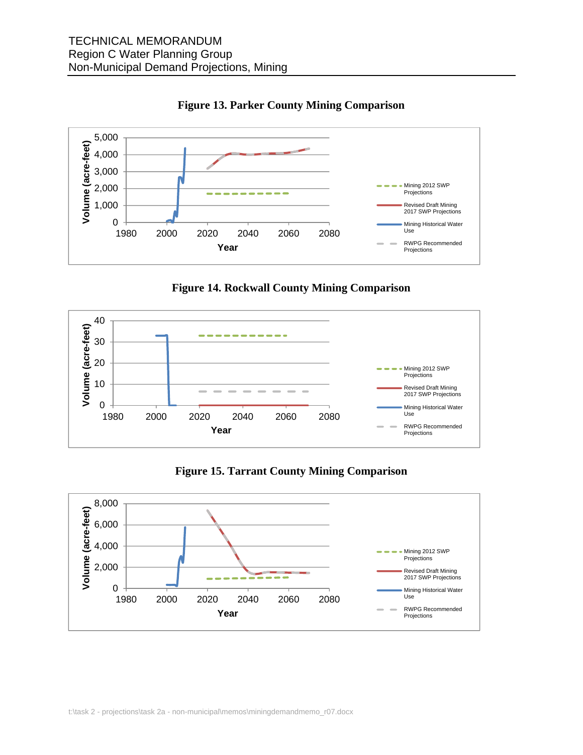**Figure 13. Parker County Mining Comparison**

**Figure 14. Rockwall County Mining Comparison**

**Figure 15. Tarrant County Mining Comparison**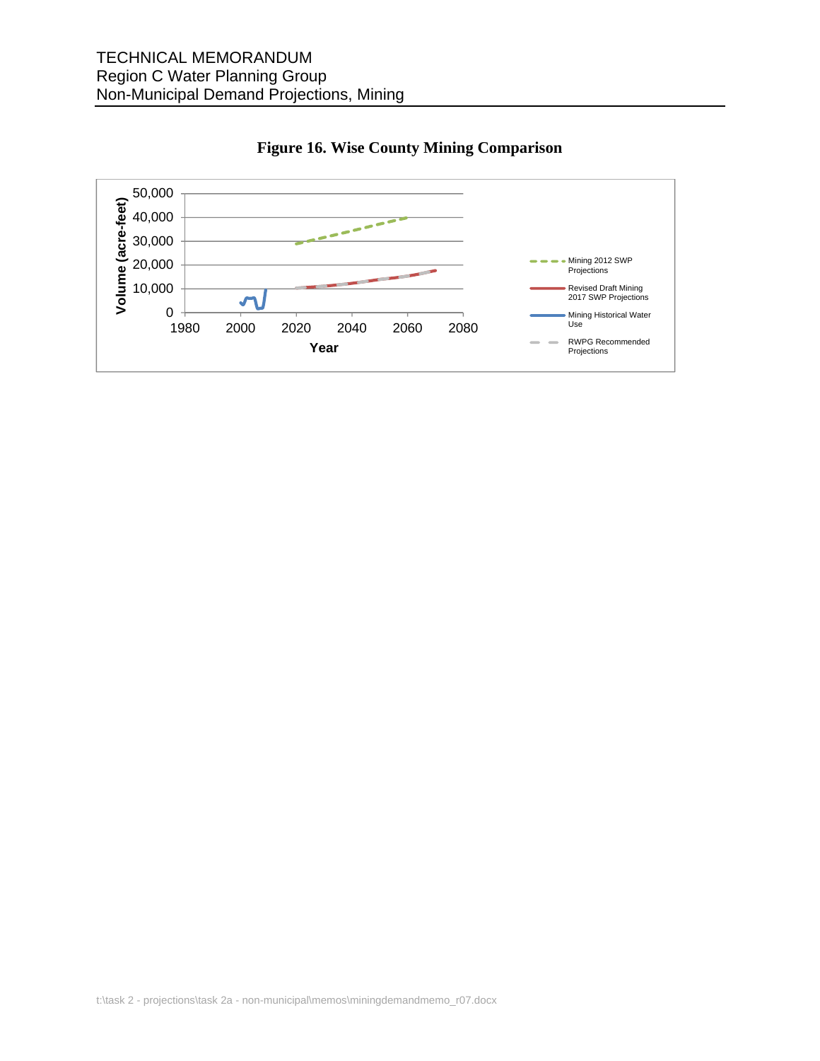**Figure 16. Wise County Mining Comparison**

Volume (acre-feet)

50,000
40,000
30,000
20,000
10,000
0

1980
2000
2020
2040
2060
2080

Year

Mining 2012 SWP Projections
Revised Draft Mining 2017 SWP Projections
Mining Historical Water Use
RWPG Recommended Projections